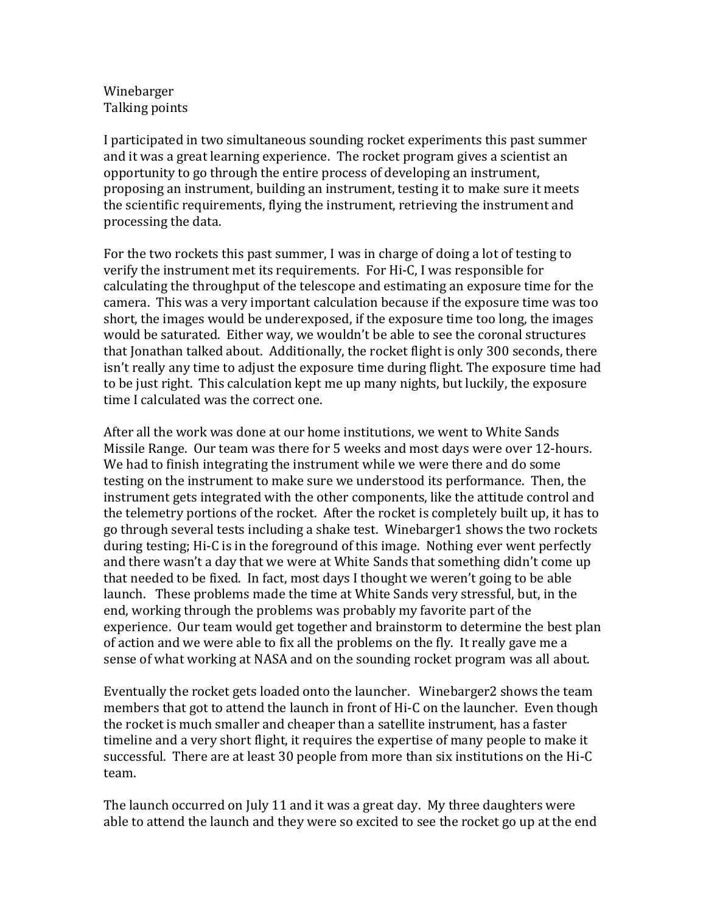Winebarger
Talking points

I participated in two simultaneous sounding rocket experiments this past summer and it was a great learning experience. The rocket program gives a scientist an opportunity to go through the entire process of developing an instrument, proposing an instrument, building an instrument, testing it to make sure it meets the scientific requirements, flying the instrument, retrieving the instrument and processing the data.

For the two rockets this past summer, I was in charge of doing a lot of testing to verify the instrument met its requirements. For Hi-C, I was responsible for calculating the throughput of the telescope and estimating an exposure time for the camera. This was a very important calculation because if the exposure time was too short, the images would be underexposed, if the exposure time too long, the images would be saturated. Either way, we wouldn't be able to see the coronal structures that Jonathan talked about. Additionally, the rocket flight is only 300 seconds, there isn't really any time to adjust the exposure time during flight. The exposure time had to be just right. This calculation kept me up many nights, but luckily, the exposure time I calculated was the correct one.

After all the work was done at our home institutions, we went to White Sands Missile Range. Our team was there for 5 weeks and most days were over 12-hours. We had to finish integrating the instrument while we were there and do some testing on the instrument to make sure we understood its performance. Then, the instrument gets integrated with the other components, like the attitude control and the telemetry portions of the rocket. After the rocket is completely built up, it has to go through several tests including a shake test. Winebarger1 shows the two rockets during testing; Hi-C is in the foreground of this image. Nothing ever went perfectly and there wasn't a day that we were at White Sands that something didn't come up that needed to be fixed. In fact, most days I thought we weren't going to be able launch. These problems made the time at White Sands very stressful, but, in the end, working through the problems was probably my favorite part of the experience. Our team would get together and brainstorm to determine the best plan of action and we were able to fix all the problems on the fly. It really gave me a sense of what working at NASA and on the sounding rocket program was all about.

Eventually the rocket gets loaded onto the launcher. Winebarger2 shows the team members that got to attend the launch in front of Hi-C on the launcher. Even though the rocket is much smaller and cheaper than a satellite instrument, has a faster timeline and a very short flight, it requires the expertise of many people to make it successful. There are at least 30 people from more than six institutions on the Hi-C team.

The launch occurred on July 11 and it was a great day. My three daughters were able to attend the launch and they were so excited to see the rocket go up at the end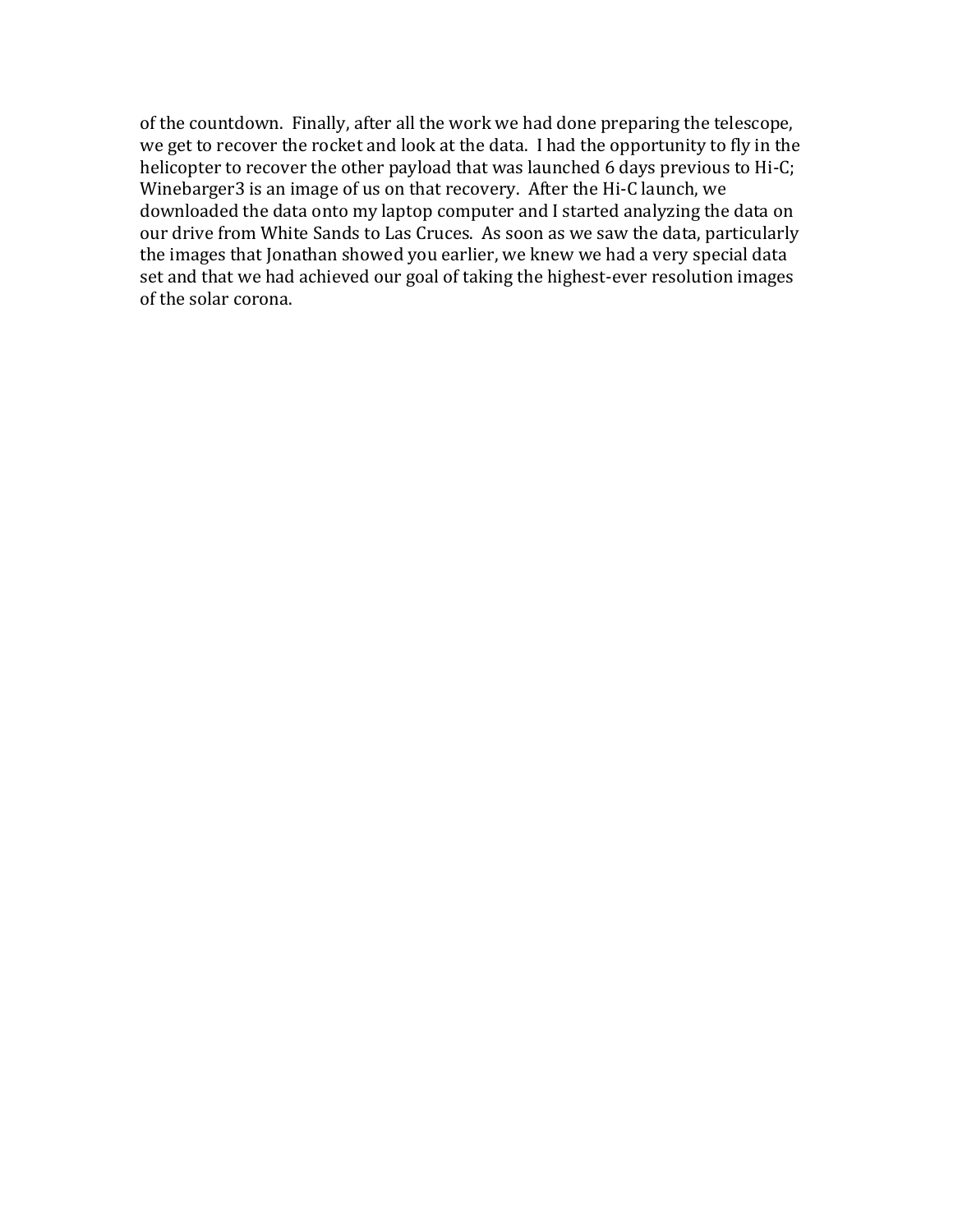of the countdown. Finally, after all the work we had done preparing the telescope, we get to recover the rocket and look at the data. I had the opportunity to fly in the helicopter to recover the other payload that was launched 6 days previous to Hi-C; Winebarger3 is an image of us on that recovery. After the Hi-C launch, we downloaded the data onto my laptop computer and I started analyzing the data on our drive from White Sands to Las Cruces. As soon as we saw the data, particularly the images that Jonathan showed you earlier, we knew we had a very special data set and that we had achieved our goal of taking the highest-ever resolution images of the solar corona.